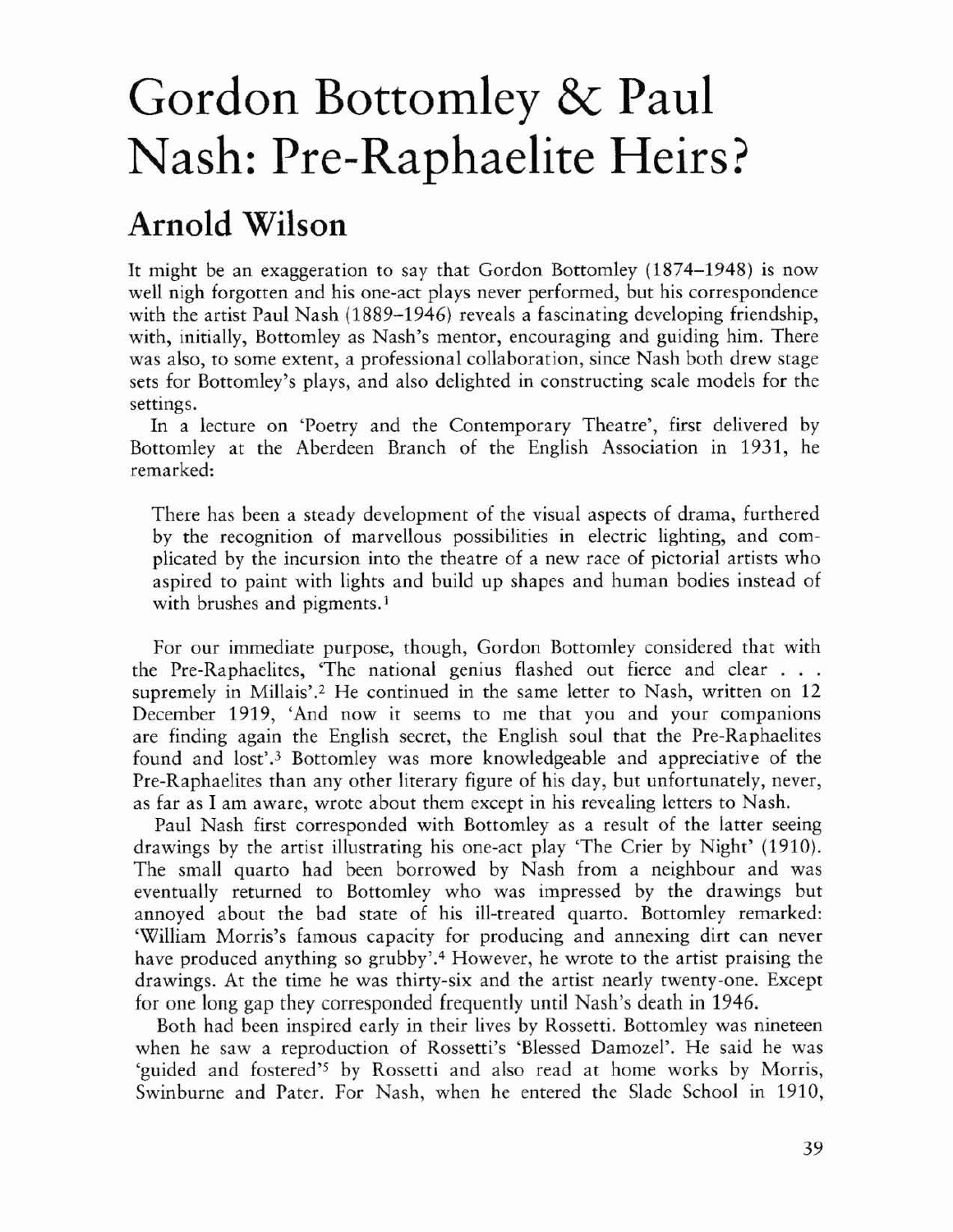# Gordon Bottomley & Paul Nash: Pre-Raphaelite Heirs?

## Arnold Wilson

It might be an exaggeration to say that Gordon Bottomley (1874–1948) is now well nigh forgotten and his one-act plays never performed, but his correspondence with the artist Paul Nash (1889–1946) reveals a fascinating developing friendship, with, initially, Bottomley as Nash's mentor, encouraging and guiding him. There was also, to some extent, a professional collaboration, since Nash both drew stage sets for Bottomley's plays, and also delighted in constructing scale models for the settings.

In a lecture on 'Poetry and the Contemporary Theatre', first delivered by Bottomley at the Aberdeen Branch of the English Association in 1931, he remarked:

> There has been a steady development of the visual aspects of drama, furthered by the recognition of marvellous possibilities in electric lighting, and complicated by the incursion into the theatre of a new race of pictorial artists who aspired to paint with lights and build up shapes and human bodies instead of with brushes and pigments.[1]

For our immediate purpose, though, Gordon Bottomley considered that with the Pre-Raphaelites, 'The national genius flashed out fierce and clear . . . supremely in Millais'.[2] He continued in the same letter to Nash, written on 12 December 1919, 'And now it seems to me that you and your companions are finding again the English secret, the English soul that the Pre-Raphaelites found and lost'.[3] Bottomley was more knowledgeable and appreciative of the Pre-Raphaelites than any other literary figure of his day, but unfortunately, never, as far as I am aware, wrote about them except in his revealing letters to Nash.

Paul Nash first corresponded with Bottomley as a result of the latter seeing drawings by the artist illustrating his one-act play 'The Crier by Night' (1910). The small quarto had been borrowed by Nash from a neighbour and was eventually returned to Bottomley who was impressed by the drawings but annoyed about the bad state of his ill-treated quarto. Bottomley remarked: 'William Morris's famous capacity for producing and annexing dirt can never have produced anything so grubby'.[4] However, he wrote to the artist praising the drawings. At the time he was thirty-six and the artist nearly twenty-one. Except for one long gap they corresponded frequently until Nash's death in 1946.

Both had been inspired early in their lives by Rossetti. Bottomley was nineteen when he saw a reproduction of Rossetti's 'Blessed Damozel'. He said he was 'guided and fostered'[5] by Rossetti and also read at home works by Morris, Swinburne and Pater. For Nash, when he entered the Slade School in 1910,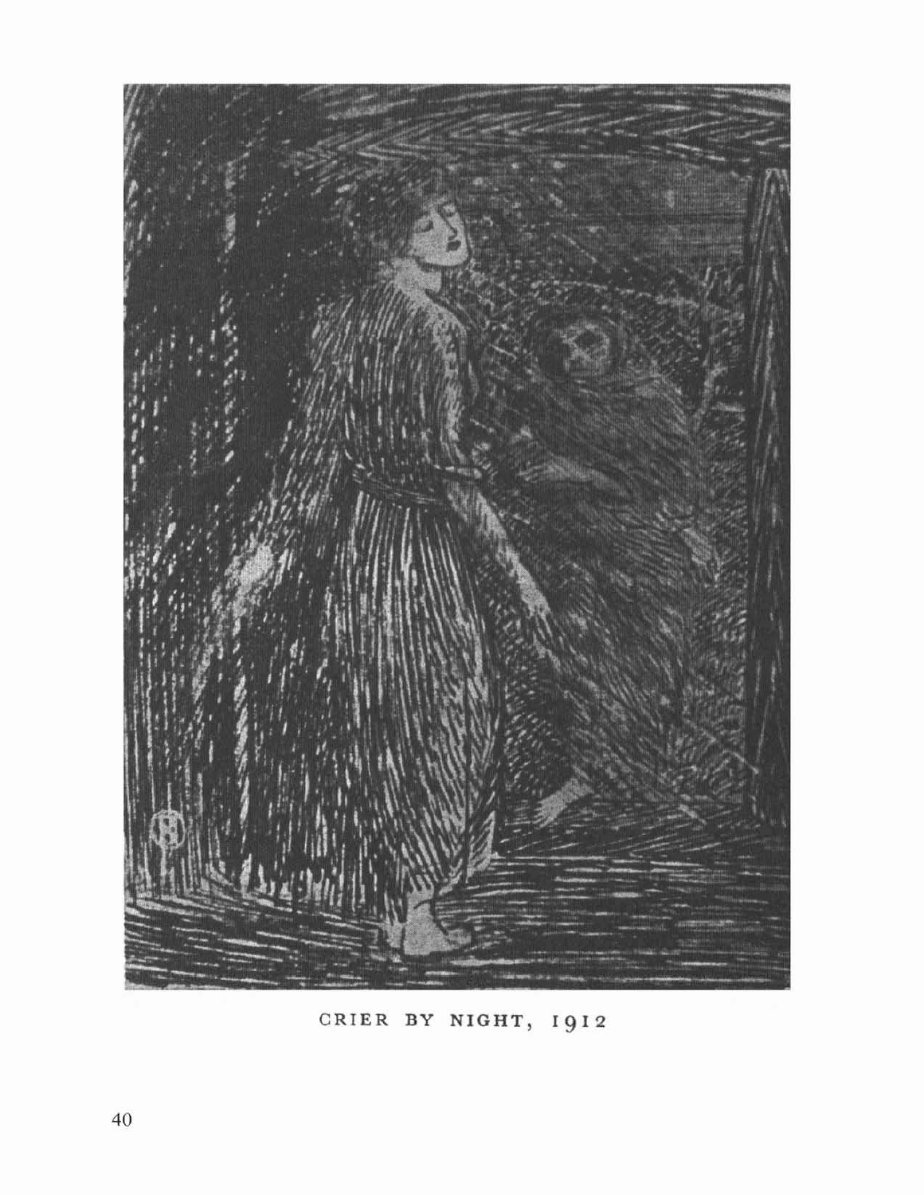CRIER BY NIGHT, 1912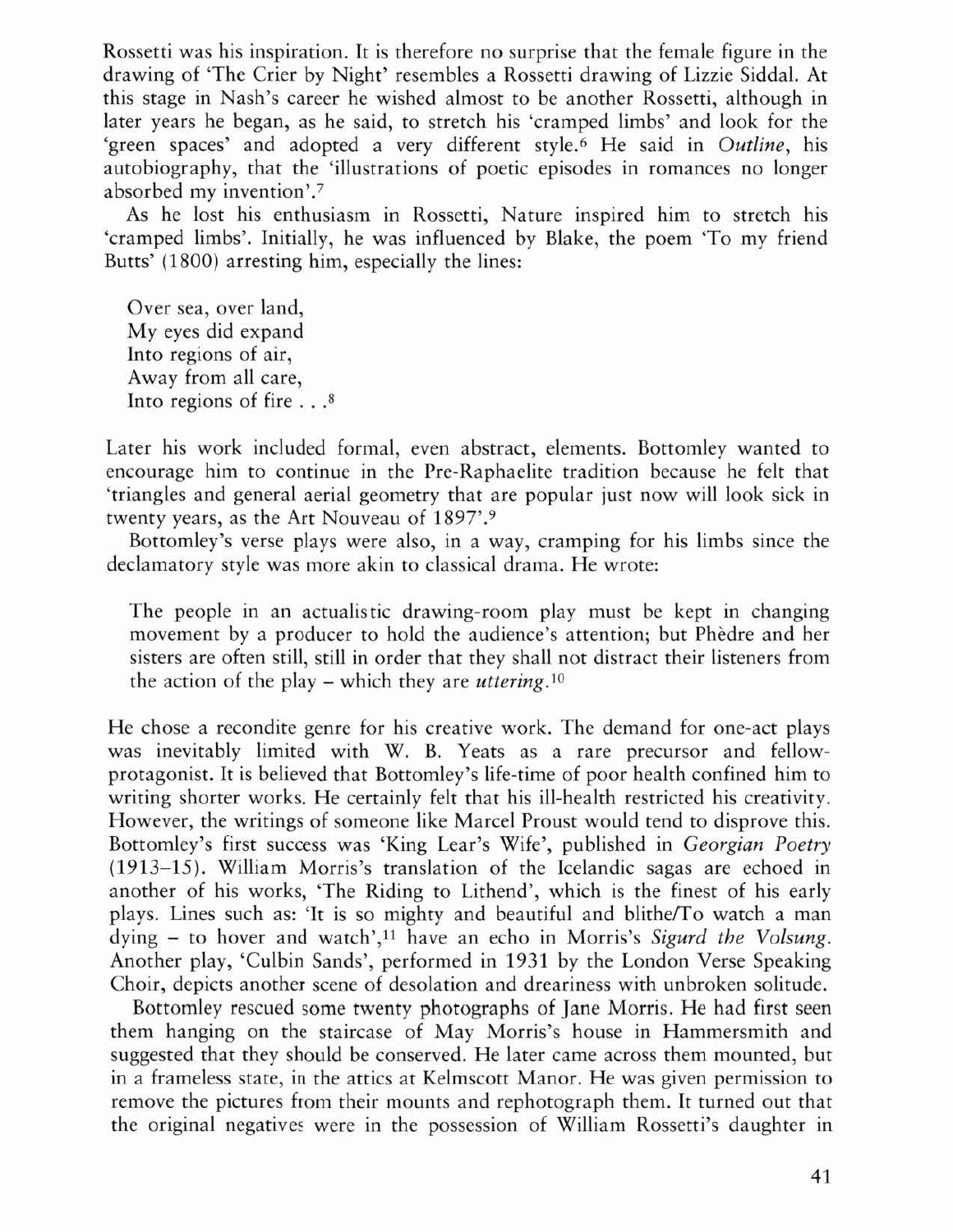Rossetti was his inspiration. It is therefore no surprise that the female figure in the drawing of 'The Crier by Night' resembles a Rossetti drawing of Lizzie Siddal. At this stage in Nash's career he wished almost to be another Rossetti, although in later years he began, as he said, to stretch his 'cramped limbs' and look for the 'green spaces' and adopted a very different style.[6] He said in *Outline*, his autobiography, that the 'illustrations of poetic episodes in romances no longer absorbed my invention'.[7]

As he lost his enthusiasm in Rossetti, Nature inspired him to stretch his 'cramped limbs'. Initially, he was influenced by Blake, the poem 'To my friend Butts' (1800) arresting him, especially the lines:

> Over sea, over land,
> My eyes did expand
> Into regions of air,
> Away from all care,
> Into regions of fire . . .[8]

Later his work included formal, even abstract, elements. Bottomley wanted to encourage him to continue in the Pre-Raphaelite tradition because he felt that 'triangles and general aerial geometry that are popular just now will look sick in twenty years, as the Art Nouveau of 1897'.[9]

Bottomley's verse plays were also, in a way, cramping for his limbs since the declamatory style was more akin to classical drama. He wrote:

> The people in an actualistic drawing-room play must be kept in changing movement by a producer to hold the audience's attention; but Phèdre and her sisters are often still, still in order that they shall not distract their listeners from the action of the play – which they are *uttering*.[10]

He chose a recondite genre for his creative work. The demand for one-act plays was inevitably limited with W. B. Yeats as a rare precursor and fellow-protagonist. It is believed that Bottomley's life-time of poor health confined him to writing shorter works. He certainly felt that his ill-health restricted his creativity. However, the writings of someone like Marcel Proust would tend to disprove this. Bottomley's first success was 'King Lear's Wife', published in *Georgian Poetry* (1913–15). William Morris's translation of the Icelandic sagas are echoed in another of his works, 'The Riding to Lithend', which is the finest of his early plays. Lines such as: 'It is so mighty and beautiful and blithe/To watch a man dying – to hover and watch',[11] have an echo in Morris's *Sigurd the Volsung*. Another play, 'Culbin Sands', performed in 1931 by the London Verse Speaking Choir, depicts another scene of desolation and dreariness with unbroken solitude.

Bottomley rescued some twenty photographs of Jane Morris. He had first seen them hanging on the staircase of May Morris's house in Hammersmith and suggested that they should be conserved. He later came across them mounted, but in a frameless state, in the attics at Kelmscott Manor. He was given permission to remove the pictures from their mounts and rephotograph them. It turned out that the original negatives were in the possession of William Rossetti's daughter in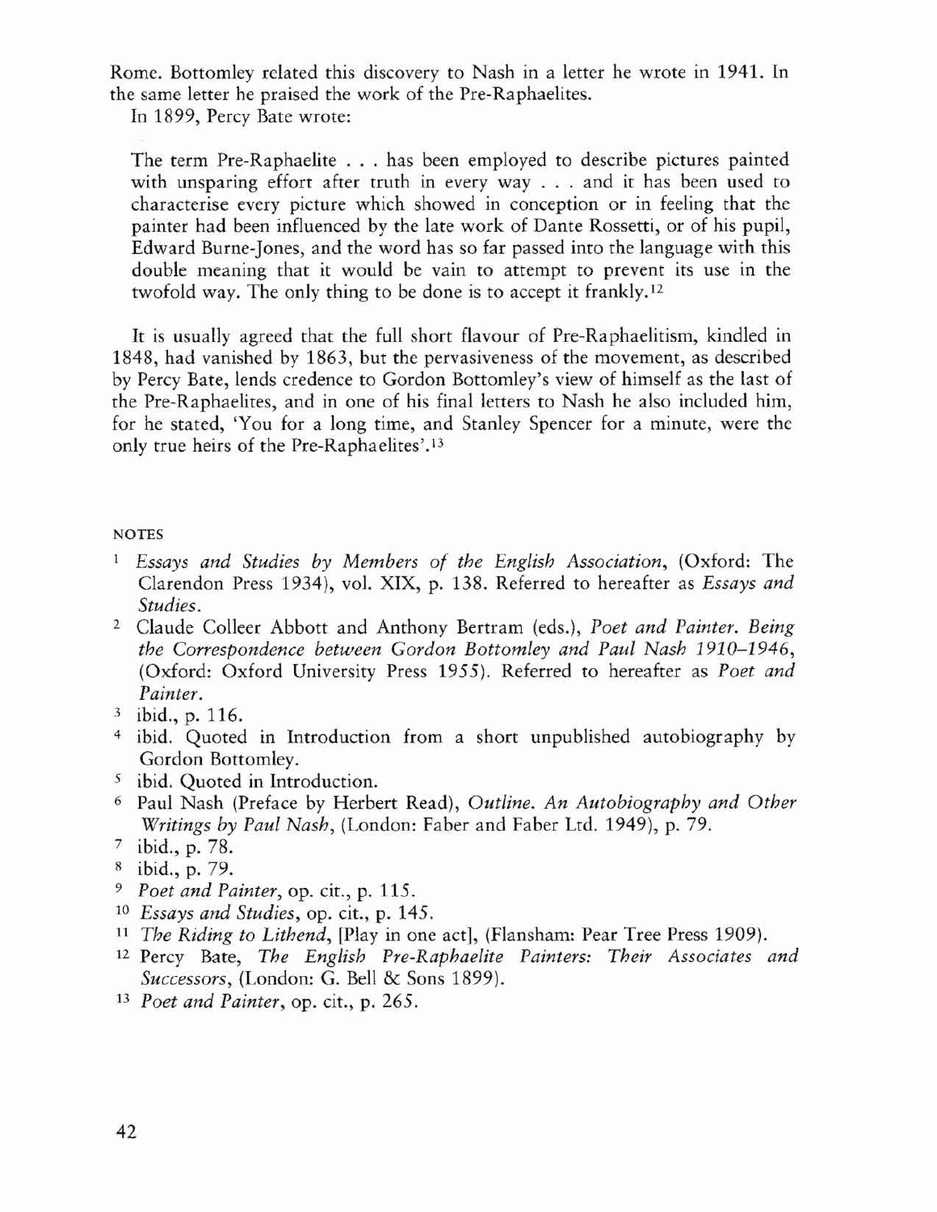Rome. Bottomley related this discovery to Nash in a letter he wrote in 1941. In the same letter he praised the work of the Pre-Raphaelites.

In 1899, Percy Bate wrote:

> The term Pre-Raphaelite . . . has been employed to describe pictures painted with unsparing effort after truth in every way . . . and it has been used to characterise every picture which showed in conception or in feeling that the painter had been influenced by the late work of Dante Rossetti, or of his pupil, Edward Burne-Jones, and the word has so far passed into the language with this double meaning that it would be vain to attempt to prevent its use in the twofold way. The only thing to be done is to accept it frankly.[12]

It is usually agreed that the full short flavour of Pre-Raphaelitism, kindled in 1848, had vanished by 1863, but the pervasiveness of the movement, as described by Percy Bate, lends credence to Gordon Bottomley's view of himself as the last of the Pre-Raphaelites, and in one of his final letters to Nash he also included him, for he stated, 'You for a long time, and Stanley Spencer for a minute, were the only true heirs of the Pre-Raphaelites'.[13]

NOTES

1. *Essays and Studies by Members of the English Association*, (Oxford: The Clarendon Press 1934), vol. XIX, p. 138. Referred to hereafter as *Essays and Studies*.
2. Claude Colleer Abbott and Anthony Bertram (eds.), *Poet and Painter. Being the Correspondence between Gordon Bottomley and Paul Nash 1910–1946*, (Oxford: Oxford University Press 1955). Referred to hereafter as *Poet and Painter*.
3. ibid., p. 116.
4. ibid. Quoted in Introduction from a short unpublished autobiography by Gordon Bottomley.
5. ibid. Quoted in Introduction.
6. Paul Nash (Preface by Herbert Read), *Outline. An Autobiography and Other Writings by Paul Nash*, (London: Faber and Faber Ltd. 1949), p. 79.
7. ibid., p. 78.
8. ibid., p. 79.
9. *Poet and Painter*, op. cit., p. 115.
10. *Essays and Studies*, op. cit., p. 145.
11. *The Riding to Lithend*, [Play in one act], (Flansham: Pear Tree Press 1909).
12. Percy Bate, *The English Pre-Raphaelite Painters: Their Associates and Successors*, (London: G. Bell & Sons 1899).
13. *Poet and Painter*, op. cit., p. 265.